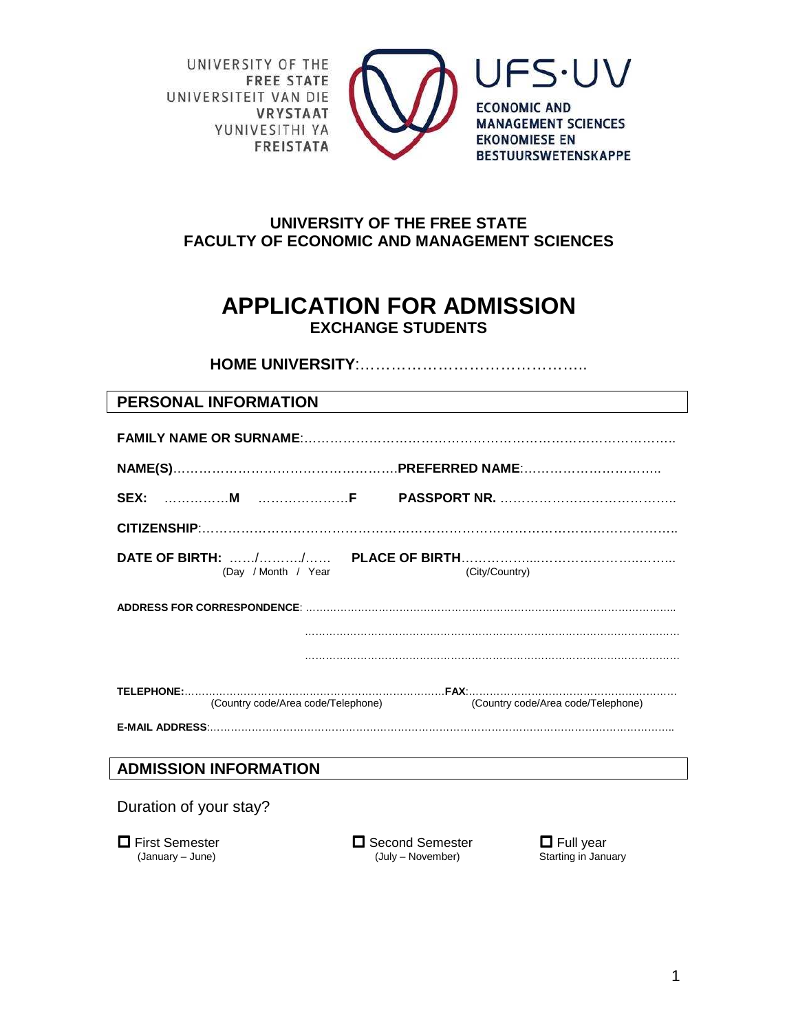UNIVERSITY OF THE
**FREE STATE**
UNIVERSITEIT VAN DIE
**VRYSTAAT**
YUNIVESITHI YA
**FREISTATA**

UFS·UV
**ECONOMIC AND MANAGEMENT SCIENCES**
**EKONOMIESE EN BESTUURSWETENSKAPPE**

**UNIVERSITY OF THE FREE STATE**
**FACULTY OF ECONOMIC AND MANAGEMENT SCIENCES**

# APPLICATION FOR ADMISSION

**EXCHANGE STUDENTS**

**HOME UNIVERSITY**:……………………………………..

## PERSONAL INFORMATION

**FAMILY NAME OR SURNAME**:………………………………………………………………………….

**NAME(S)**………………………………………………**PREFERRED NAME**:…………………………..

**SEX:** ……………**M** ………………….**F** **PASSPORT NR.** …………………………………..

**CITIZENSHIP**:…………………………………………………………………………………………..

**DATE OF BIRTH:** ……/………./…… **PLACE OF BIRTH**……………...……………….………..
(Day / Month / Year (City/Country)

**ADDRESS FOR CORRESPONDENCE**: ……………………………………………………………………………………

…………………………………………………………………………………………………

…………………………………………………………………………………………………

**TELEPHONE:**………………………………………………………………**FAX**:…………………………………………………
(Country code/Area code/Telephone) (Country code/Area code/Telephone)

**E-MAIL ADDRESS**:…………………………………………………………………………………………………………

## ADMISSION INFORMATION

Duration of your stay?

☐ First Semester (January – June)

☐ Second Semester (July – November)

☐ Full year Starting in January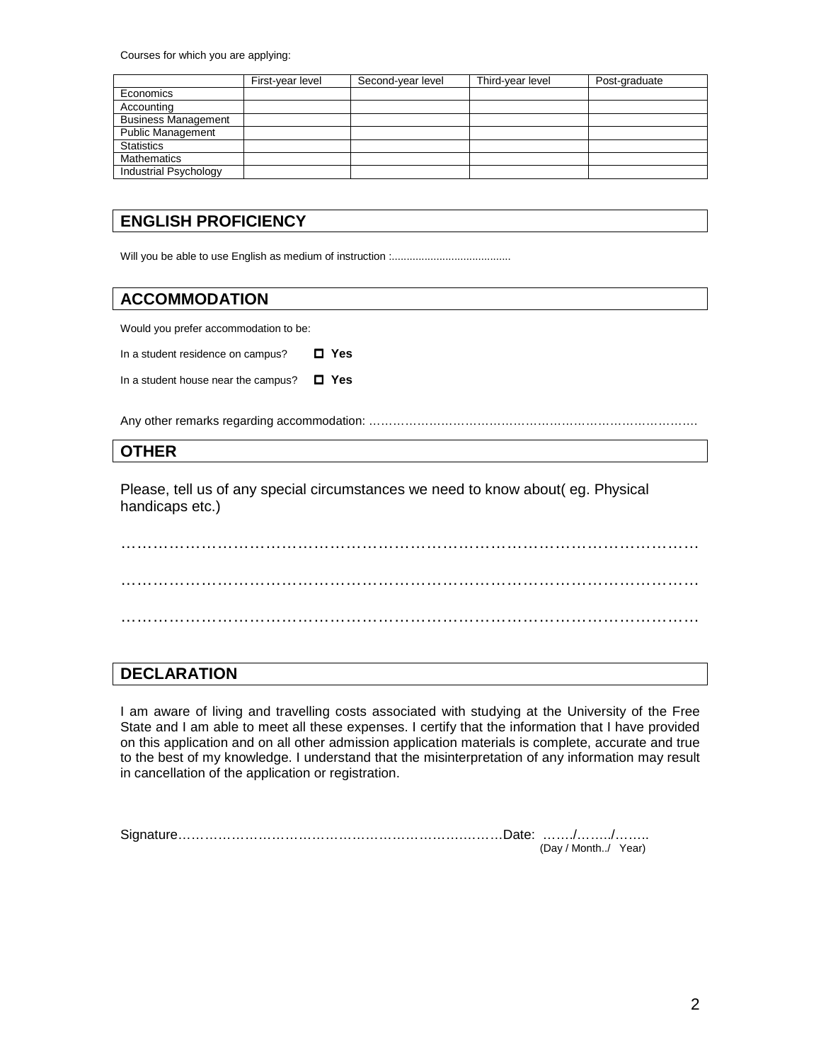Courses for which you are applying:

| | First-year level | Second-year level | Third-year level | Post-graduate |
|---|---|---|---|---|
| Economics | | | | |
| Accounting | | | | |
| Business Management | | | | |
| Public Management | | | | |
| Statistics | | | | |
| Mathematics | | | | |
| Industrial Psychology | | | | |

## ENGLISH PROFICIENCY

Will you be able to use English as medium of instruction :........................................

## ACCOMMODATION

Would you prefer accommodation to be:

In a student residence on campus? ☐ **Yes**

In a student house near the campus? ☐ **Yes**

Any other remarks regarding accommodation: ………………………………………………………………………….

## OTHER

Please, tell us of any special circumstances we need to know about( eg. Physical handicaps etc.)

………………………………………………………………………………………………

………………………………………………………………………………………………

………………………………………………………………………………………………

## DECLARATION

I am aware of living and travelling costs associated with studying at the University of the Free State and I am able to meet all these expenses. I certify that the information that I have provided on this application and on all other admission application materials is complete, accurate and true to the best of my knowledge. I understand that the misinterpretation of any information may result in cancellation of the application or registration.

Signature……………………………………………………………….Date: ……./……../……..
(Day / Month../ Year)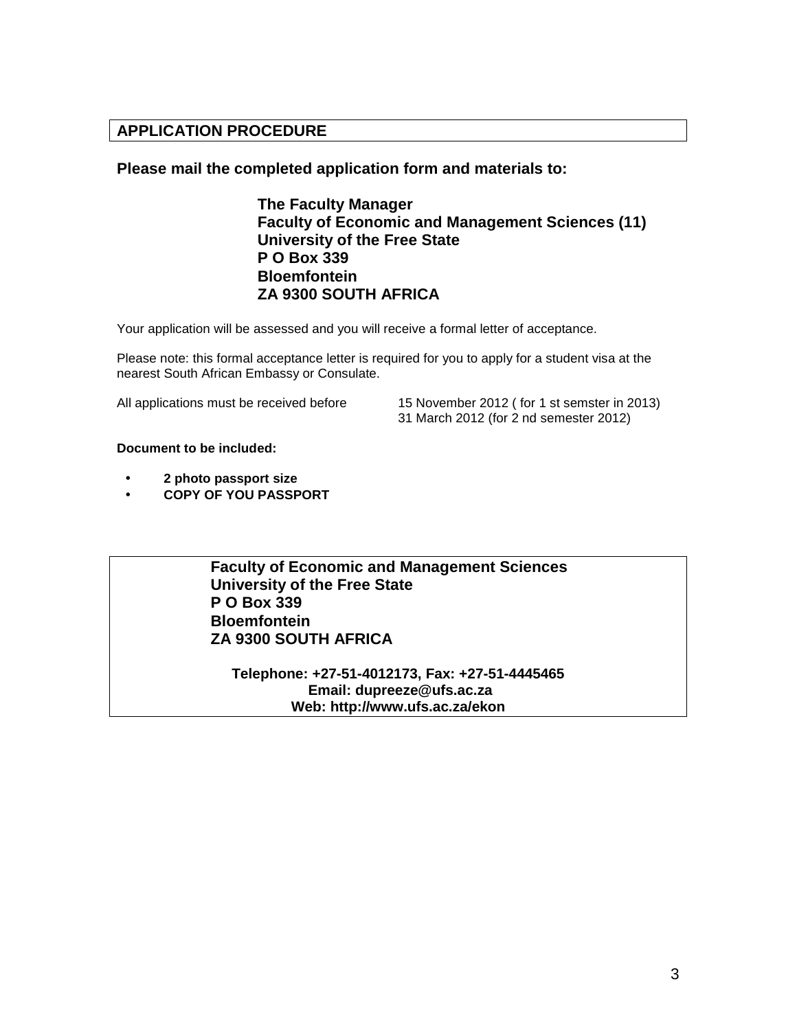## APPLICATION PROCEDURE

**Please mail the completed application form and materials to:**

**The Faculty Manager**
**Faculty of Economic and Management Sciences (11)**
**University of the Free State**
**P O Box 339**
**Bloemfontein**
**ZA 9300 SOUTH AFRICA**

Your application will be assessed and you will receive a formal letter of acceptance.

Please note: this formal acceptance letter is required for you to apply for a student visa at the nearest South African Embassy or Consulate.

All applications must be received before 15 November 2012 ( for 1 st semster in 2013)
31 March 2012 (for 2 nd semester 2012)

**Document to be included:**

- **2 photo passport size**
- **COPY OF YOU PASSPORT**

**Faculty of Economic and Management Sciences**
**University of the Free State**
**P O Box 339**
**Bloemfontein**
**ZA 9300 SOUTH AFRICA**

**Telephone: +27-51-4012173, Fax: +27-51-4445465**
**Email: dupreeze@ufs.ac.za**
**Web: http://www.ufs.ac.za/ekon**